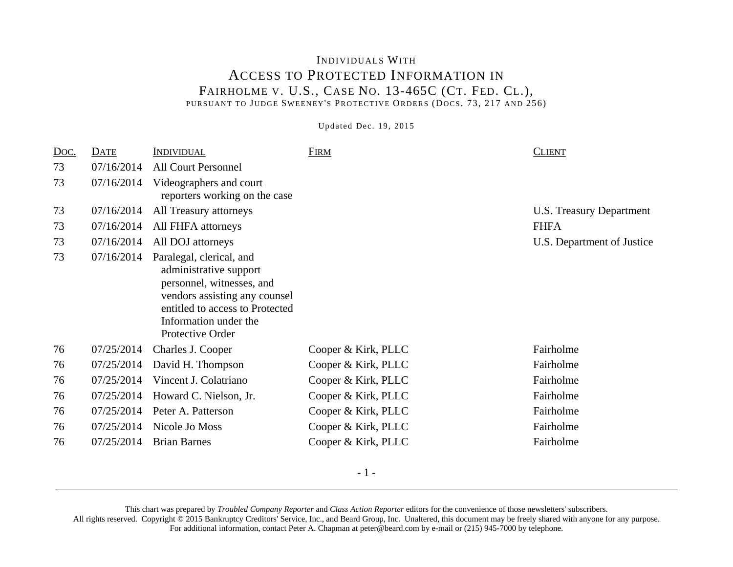# Individuals With Access to Protected Information in Fairholme v. U.S., Case No. 13-465C (Ct. Fed. Cl.),

pursuant to Judge Sweeney's Protective Orders (Docs. 73, 217 and 256)

Updated Dec. 19, 2015

| Doc. | Date | Individual | Firm | Client |
|---|---|---|---|---|
| 73 | 07/16/2014 | All Court Personnel | | |
| 73 | 07/16/2014 | Videographers and court reporters working on the case | | |
| 73 | 07/16/2014 | All Treasury attorneys | | U.S. Treasury Department |
| 73 | 07/16/2014 | All FHFA attorneys | | FHFA |
| 73 | 07/16/2014 | All DOJ attorneys | | U.S. Department of Justice |
| 73 | 07/16/2014 | Paralegal, clerical, and administrative support personnel, witnesses, and vendors assisting any counsel entitled to access to Protected Information under the Protective Order | | |
| 76 | 07/25/2014 | Charles J. Cooper | Cooper & Kirk, PLLC | Fairholme |
| 76 | 07/25/2014 | David H. Thompson | Cooper & Kirk, PLLC | Fairholme |
| 76 | 07/25/2014 | Vincent J. Colatriano | Cooper & Kirk, PLLC | Fairholme |
| 76 | 07/25/2014 | Howard C. Nielson, Jr. | Cooper & Kirk, PLLC | Fairholme |
| 76 | 07/25/2014 | Peter A. Patterson | Cooper & Kirk, PLLC | Fairholme |
| 76 | 07/25/2014 | Nicole Jo Moss | Cooper & Kirk, PLLC | Fairholme |
| 76 | 07/25/2014 | Brian Barnes | Cooper & Kirk, PLLC | Fairholme |

This chart was prepared by *Troubled Company Reporter* and *Class Action Reporter* editors for the convenience of those newsletters' subscribers.
All rights reserved. Copyright © 2015 Bankruptcy Creditors' Service, Inc., and Beard Group, Inc. Unaltered, this document may be freely shared with anyone for any purpose.
For additional information, contact Peter A. Chapman at peter@beard.com by e-mail or (215) 945-7000 by telephone.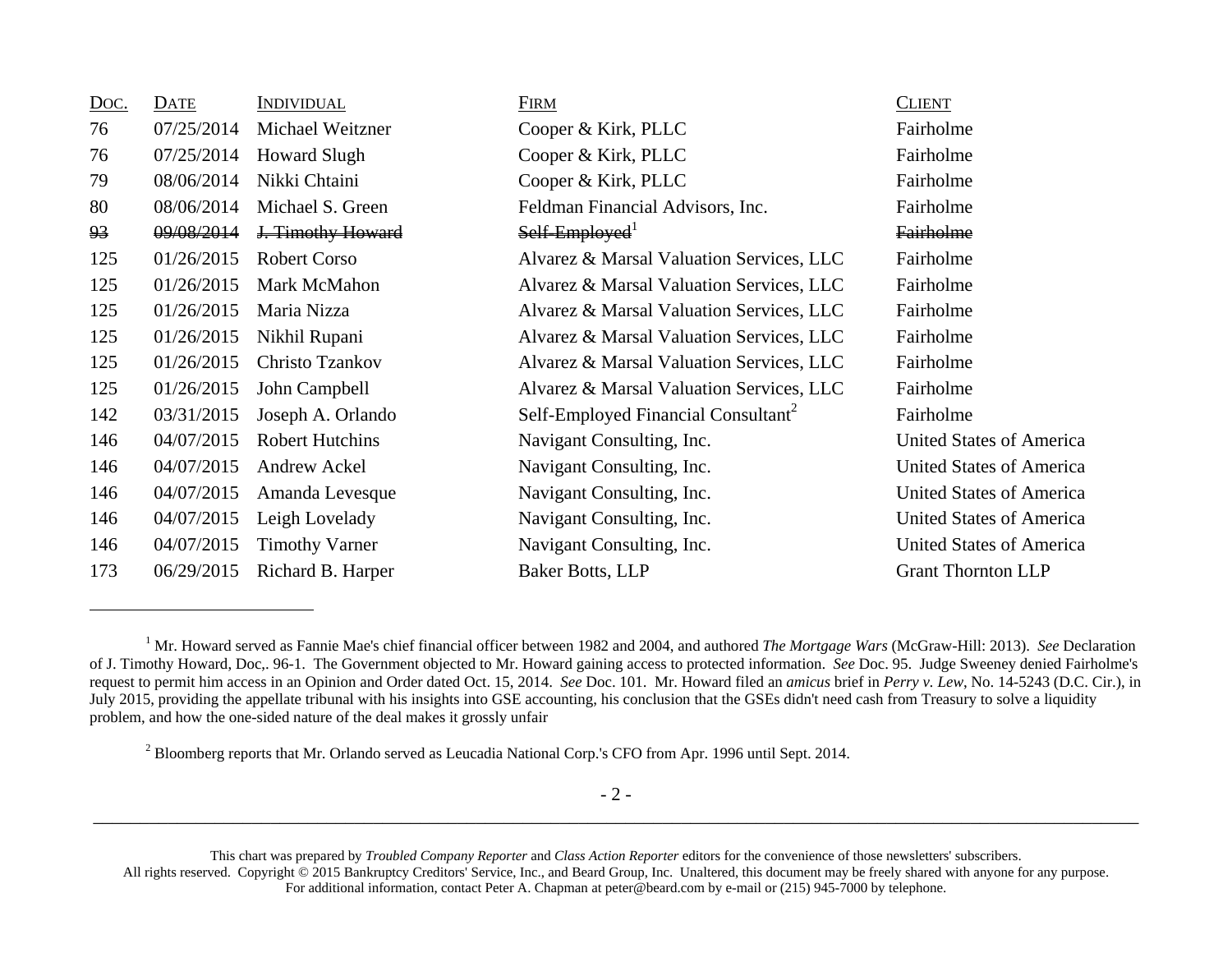| Doc. | Date | Individual | Firm | Client |
|---|---|---|---|---|
| 76 | 07/25/2014 | Michael Weitzner | Cooper & Kirk, PLLC | Fairholme |
| 76 | 07/25/2014 | Howard Slugh | Cooper & Kirk, PLLC | Fairholme |
| 79 | 08/06/2014 | Nikki Chtaini | Cooper & Kirk, PLLC | Fairholme |
| 80 | 08/06/2014 | Michael S. Green | Feldman Financial Advisors, Inc. | Fairholme |
| ~~93~~ | ~~09/08/2014~~ | ~~J. Timothy Howard~~ | ~~Self-Employed~~[1] | ~~Fairholme~~ |
| 125 | 01/26/2015 | Robert Corso | Alvarez & Marsal Valuation Services, LLC | Fairholme |
| 125 | 01/26/2015 | Mark McMahon | Alvarez & Marsal Valuation Services, LLC | Fairholme |
| 125 | 01/26/2015 | Maria Nizza | Alvarez & Marsal Valuation Services, LLC | Fairholme |
| 125 | 01/26/2015 | Nikhil Rupani | Alvarez & Marsal Valuation Services, LLC | Fairholme |
| 125 | 01/26/2015 | Christo Tzankov | Alvarez & Marsal Valuation Services, LLC | Fairholme |
| 125 | 01/26/2015 | John Campbell | Alvarez & Marsal Valuation Services, LLC | Fairholme |
| 142 | 03/31/2015 | Joseph A. Orlando | Self-Employed Financial Consultant[2] | Fairholme |
| 146 | 04/07/2015 | Robert Hutchins | Navigant Consulting, Inc. | United States of America |
| 146 | 04/07/2015 | Andrew Ackel | Navigant Consulting, Inc. | United States of America |
| 146 | 04/07/2015 | Amanda Levesque | Navigant Consulting, Inc. | United States of America |
| 146 | 04/07/2015 | Leigh Lovelady | Navigant Consulting, Inc. | United States of America |
| 146 | 04/07/2015 | Timothy Varner | Navigant Consulting, Inc. | United States of America |
| 173 | 06/29/2015 | Richard B. Harper | Baker Botts, LLP | Grant Thornton LLP |

[1] Mr. Howard served as Fannie Mae's chief financial officer between 1982 and 2004, and authored *The Mortgage Wars* (McGraw-Hill: 2013). *See* Declaration of J. Timothy Howard, Doc,. 96-1. The Government objected to Mr. Howard gaining access to protected information. *See* Doc. 95. Judge Sweeney denied Fairholme's request to permit him access in an Opinion and Order dated Oct. 15, 2014. *See* Doc. 101. Mr. Howard filed an *amicus* brief in *Perry v. Lew*, No. 14-5243 (D.C. Cir.), in July 2015, providing the appellate tribunal with his insights into GSE accounting, his conclusion that the GSEs didn't need cash from Treasury to solve a liquidity problem, and how the one-sided nature of the deal makes it grossly unfair

[2] Bloomberg reports that Mr. Orlando served as Leucadia National Corp.'s CFO from Apr. 1996 until Sept. 2014.

This chart was prepared by *Troubled Company Reporter* and *Class Action Reporter* editors for the convenience of those newsletters' subscribers.
All rights reserved. Copyright © 2015 Bankruptcy Creditors' Service, Inc., and Beard Group, Inc. Unaltered, this document may be freely shared with anyone for any purpose.
For additional information, contact Peter A. Chapman at peter@beard.com by e-mail or (215) 945-7000 by telephone.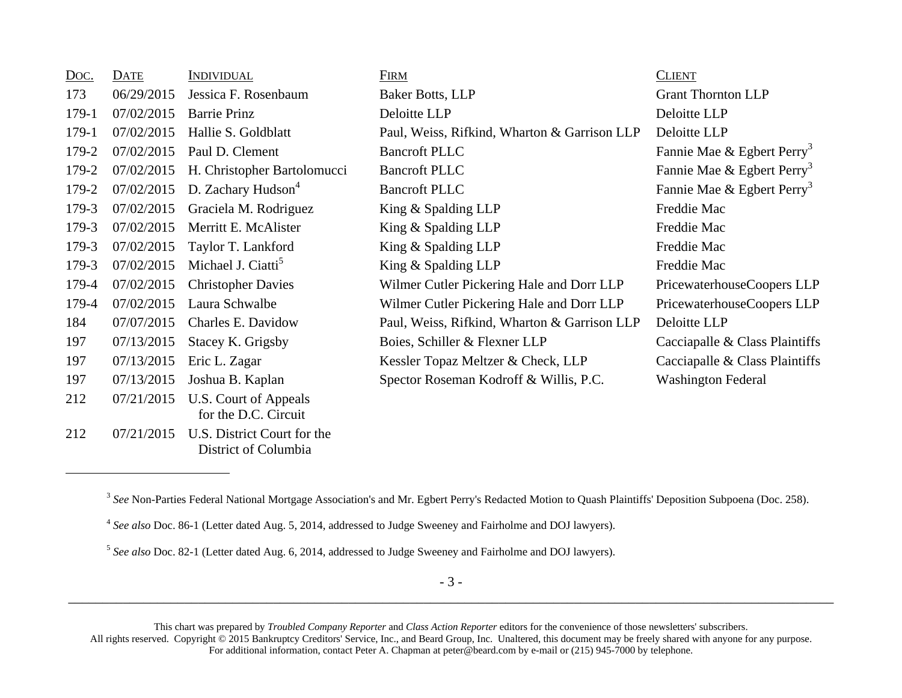| Doc. | Date | Individual | Firm | Client |
|---|---|---|---|---|
| 173 | 06/29/2015 | Jessica F. Rosenbaum | Baker Botts, LLP | Grant Thornton LLP |
| 179-1 | 07/02/2015 | Barrie Prinz | Deloitte LLP | Deloitte LLP |
| 179-1 | 07/02/2015 | Hallie S. Goldblatt | Paul, Weiss, Rifkind, Wharton & Garrison LLP | Deloitte LLP |
| 179-2 | 07/02/2015 | Paul D. Clement | Bancroft PLLC | Fannie Mae & Egbert Perry[3] |
| 179-2 | 07/02/2015 | H. Christopher Bartolomucci | Bancroft PLLC | Fannie Mae & Egbert Perry[3] |
| 179-2 | 07/02/2015 | D. Zachary Hudson[4] | Bancroft PLLC | Fannie Mae & Egbert Perry[3] |
| 179-3 | 07/02/2015 | Graciela M. Rodriguez | King & Spalding LLP | Freddie Mac |
| 179-3 | 07/02/2015 | Merritt E. McAlister | King & Spalding LLP | Freddie Mac |
| 179-3 | 07/02/2015 | Taylor T. Lankford | King & Spalding LLP | Freddie Mac |
| 179-3 | 07/02/2015 | Michael J. Ciatti[5] | King & Spalding LLP | Freddie Mac |
| 179-4 | 07/02/2015 | Christopher Davies | Wilmer Cutler Pickering Hale and Dorr LLP | PricewaterhouseCoopers LLP |
| 179-4 | 07/02/2015 | Laura Schwalbe | Wilmer Cutler Pickering Hale and Dorr LLP | PricewaterhouseCoopers LLP |
| 184 | 07/07/2015 | Charles E. Davidow | Paul, Weiss, Rifkind, Wharton & Garrison LLP | Deloitte LLP |
| 197 | 07/13/2015 | Stacey K. Grigsby | Boies, Schiller & Flexner LLP | Cacciapalle & Class Plaintiffs |
| 197 | 07/13/2015 | Eric L. Zagar | Kessler Topaz Meltzer & Check, LLP | Cacciapalle & Class Plaintiffs |
| 197 | 07/13/2015 | Joshua B. Kaplan | Spector Roseman Kodroff & Willis, P.C. | Washington Federal |
| 212 | 07/21/2015 | U.S. Court of Appeals for the D.C. Circuit | | |
| 212 | 07/21/2015 | U.S. District Court for the District of Columbia | | |

---

[3] *See* Non-Parties Federal National Mortgage Association's and Mr. Egbert Perry's Redacted Motion to Quash Plaintiffs' Deposition Subpoena (Doc. 258).

[4] *See also* Doc. 86-1 (Letter dated Aug. 5, 2014, addressed to Judge Sweeney and Fairholme and DOJ lawyers).

[5] *See also* Doc. 82-1 (Letter dated Aug. 6, 2014, addressed to Judge Sweeney and Fairholme and DOJ lawyers).

This chart was prepared by *Troubled Company Reporter* and *Class Action Reporter* editors for the convenience of those newsletters' subscribers.
All rights reserved. Copyright © 2015 Bankruptcy Creditors' Service, Inc., and Beard Group, Inc. Unaltered, this document may be freely shared with anyone for any purpose.
For additional information, contact Peter A. Chapman at peter@beard.com by e-mail or (215) 945-7000 by telephone.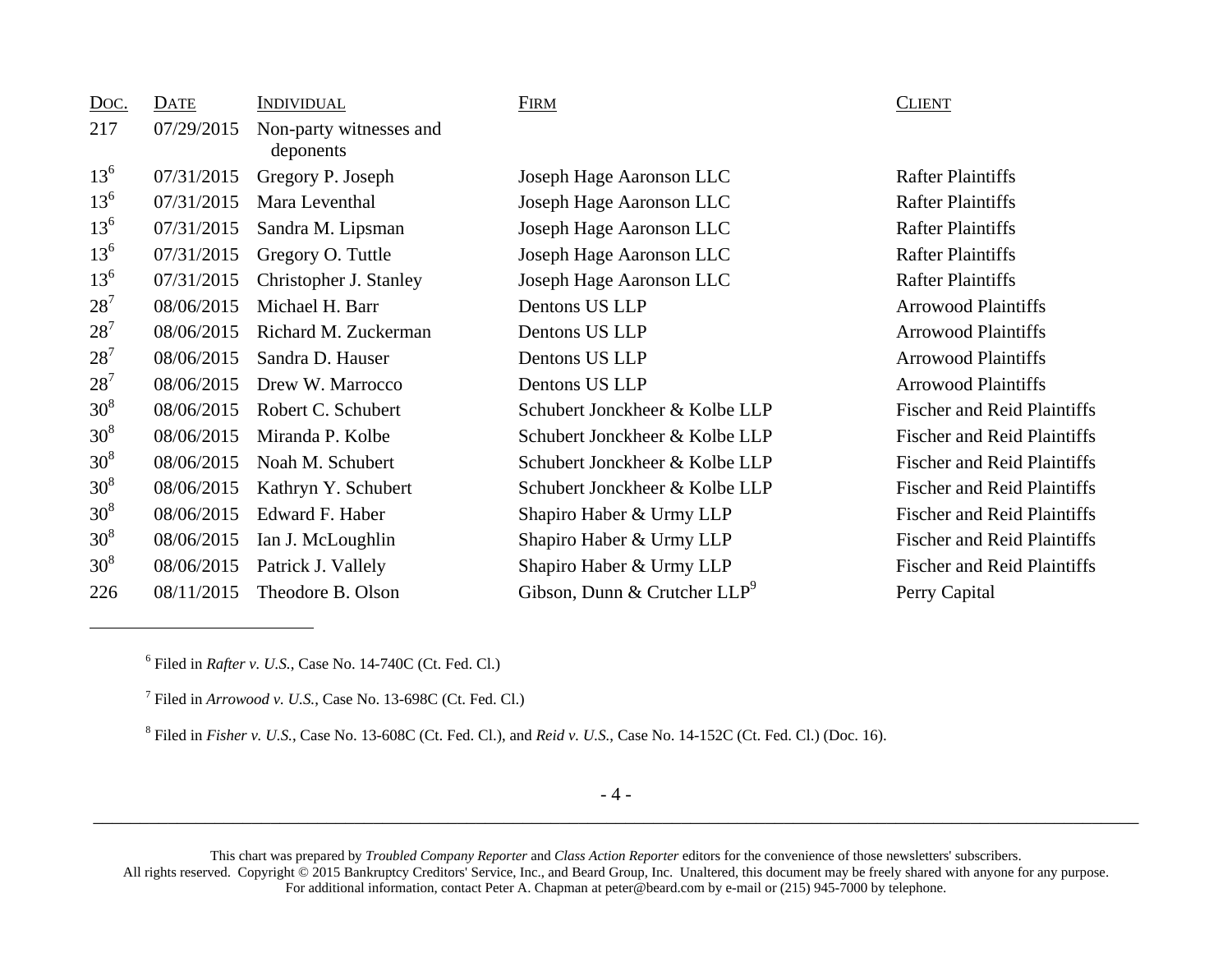| Doc. | Date | Individual | Firm | Client |
|---|---|---|---|---|
| 217 | 07/29/2015 | Non-party witnesses and deponents | | |
| 13[6] | 07/31/2015 | Gregory P. Joseph | Joseph Hage Aaronson LLC | Rafter Plaintiffs |
| 13[6] | 07/31/2015 | Mara Leventhal | Joseph Hage Aaronson LLC | Rafter Plaintiffs |
| 13[6] | 07/31/2015 | Sandra M. Lipsman | Joseph Hage Aaronson LLC | Rafter Plaintiffs |
| 13[6] | 07/31/2015 | Gregory O. Tuttle | Joseph Hage Aaronson LLC | Rafter Plaintiffs |
| 13[6] | 07/31/2015 | Christopher J. Stanley | Joseph Hage Aaronson LLC | Rafter Plaintiffs |
| 28[7] | 08/06/2015 | Michael H. Barr | Dentons US LLP | Arrowood Plaintiffs |
| 28[7] | 08/06/2015 | Richard M. Zuckerman | Dentons US LLP | Arrowood Plaintiffs |
| 28[7] | 08/06/2015 | Sandra D. Hauser | Dentons US LLP | Arrowood Plaintiffs |
| 28[7] | 08/06/2015 | Drew W. Marrocco | Dentons US LLP | Arrowood Plaintiffs |
| 30[8] | 08/06/2015 | Robert C. Schubert | Schubert Jonckheer & Kolbe LLP | Fischer and Reid Plaintiffs |
| 30[8] | 08/06/2015 | Miranda P. Kolbe | Schubert Jonckheer & Kolbe LLP | Fischer and Reid Plaintiffs |
| 30[8] | 08/06/2015 | Noah M. Schubert | Schubert Jonckheer & Kolbe LLP | Fischer and Reid Plaintiffs |
| 30[8] | 08/06/2015 | Kathryn Y. Schubert | Schubert Jonckheer & Kolbe LLP | Fischer and Reid Plaintiffs |
| 30[8] | 08/06/2015 | Edward F. Haber | Shapiro Haber & Urmy LLP | Fischer and Reid Plaintiffs |
| 30[8] | 08/06/2015 | Ian J. McLoughlin | Shapiro Haber & Urmy LLP | Fischer and Reid Plaintiffs |
| 30[8] | 08/06/2015 | Patrick J. Vallely | Shapiro Haber & Urmy LLP | Fischer and Reid Plaintiffs |
| 226 | 08/11/2015 | Theodore B. Olson | Gibson, Dunn & Crutcher LLP[9] | Perry Capital |

[6] Filed in *Rafter v. U.S.*, Case No. 14-740C (Ct. Fed. Cl.)

[7] Filed in *Arrowood v. U.S.*, Case No. 13-698C (Ct. Fed. Cl.)

[8] Filed in *Fisher v. U.S.*, Case No. 13-608C (Ct. Fed. Cl.), and *Reid v. U.S.*, Case No. 14-152C (Ct. Fed. Cl.) (Doc. 16).

This chart was prepared by *Troubled Company Reporter* and *Class Action Reporter* editors for the convenience of those newsletters' subscribers.
All rights reserved. Copyright © 2015 Bankruptcy Creditors' Service, Inc., and Beard Group, Inc. Unaltered, this document may be freely shared with anyone for any purpose.
For additional information, contact Peter A. Chapman at peter@beard.com by e-mail or (215) 945-7000 by telephone.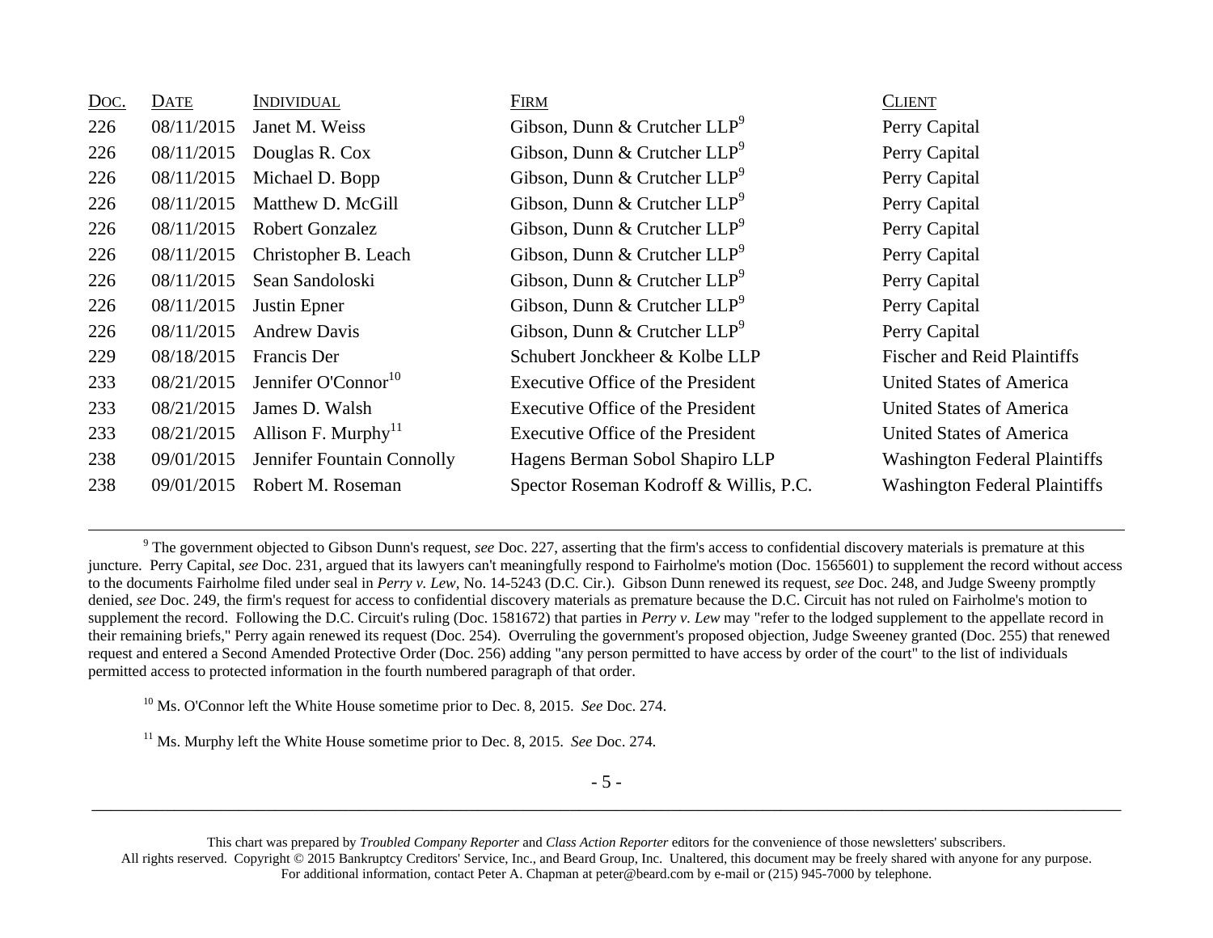| Doc. | Date | Individual | Firm | Client |
|---|---|---|---|---|
| 226 | 08/11/2015 | Janet M. Weiss | Gibson, Dunn & Crutcher LLP[9] | Perry Capital |
| 226 | 08/11/2015 | Douglas R. Cox | Gibson, Dunn & Crutcher LLP[9] | Perry Capital |
| 226 | 08/11/2015 | Michael D. Bopp | Gibson, Dunn & Crutcher LLP[9] | Perry Capital |
| 226 | 08/11/2015 | Matthew D. McGill | Gibson, Dunn & Crutcher LLP[9] | Perry Capital |
| 226 | 08/11/2015 | Robert Gonzalez | Gibson, Dunn & Crutcher LLP[9] | Perry Capital |
| 226 | 08/11/2015 | Christopher B. Leach | Gibson, Dunn & Crutcher LLP[9] | Perry Capital |
| 226 | 08/11/2015 | Sean Sandoloski | Gibson, Dunn & Crutcher LLP[9] | Perry Capital |
| 226 | 08/11/2015 | Justin Epner | Gibson, Dunn & Crutcher LLP[9] | Perry Capital |
| 226 | 08/11/2015 | Andrew Davis | Gibson, Dunn & Crutcher LLP[9] | Perry Capital |
| 229 | 08/18/2015 | Francis Der | Schubert Jonckheer & Kolbe LLP | Fischer and Reid Plaintiffs |
| 233 | 08/21/2015 | Jennifer O'Connor[10] | Executive Office of the President | United States of America |
| 233 | 08/21/2015 | James D. Walsh | Executive Office of the President | United States of America |
| 233 | 08/21/2015 | Allison F. Murphy[11] | Executive Office of the President | United States of America |
| 238 | 09/01/2015 | Jennifer Fountain Connolly | Hagens Berman Sobol Shapiro LLP | Washington Federal Plaintiffs |
| 238 | 09/01/2015 | Robert M. Roseman | Spector Roseman Kodroff & Willis, P.C. | Washington Federal Plaintiffs |

---

[9] The government objected to Gibson Dunn's request, *see* Doc. 227, asserting that the firm's access to confidential discovery materials is premature at this juncture. Perry Capital, *see* Doc. 231, argued that its lawyers can't meaningfully respond to Fairholme's motion (Doc. 1565601) to supplement the record without access to the documents Fairholme filed under seal in *Perry v. Lew*, No. 14-5243 (D.C. Cir.). Gibson Dunn renewed its request, *see* Doc. 248, and Judge Sweeny promptly denied, *see* Doc. 249, the firm's request for access to confidential discovery materials as premature because the D.C. Circuit has not ruled on Fairholme's motion to supplement the record. Following the D.C. Circuit's ruling (Doc. 1581672) that parties in *Perry v. Lew* may "refer to the lodged supplement to the appellate record in their remaining briefs," Perry again renewed its request (Doc. 254). Overruling the government's proposed objection, Judge Sweeney granted (Doc. 255) that renewed request and entered a Second Amended Protective Order (Doc. 256) adding "any person permitted to have access by order of the court" to the list of individuals permitted access to protected information in the fourth numbered paragraph of that order.

[10] Ms. O'Connor left the White House sometime prior to Dec. 8, 2015. *See* Doc. 274.

[11] Ms. Murphy left the White House sometime prior to Dec. 8, 2015. *See* Doc. 274.

This chart was prepared by *Troubled Company Reporter* and *Class Action Reporter* editors for the convenience of those newsletters' subscribers. All rights reserved. Copyright © 2015 Bankruptcy Creditors' Service, Inc., and Beard Group, Inc. Unaltered, this document may be freely shared with anyone for any purpose. For additional information, contact Peter A. Chapman at peter@beard.com by e-mail or (215) 945-7000 by telephone.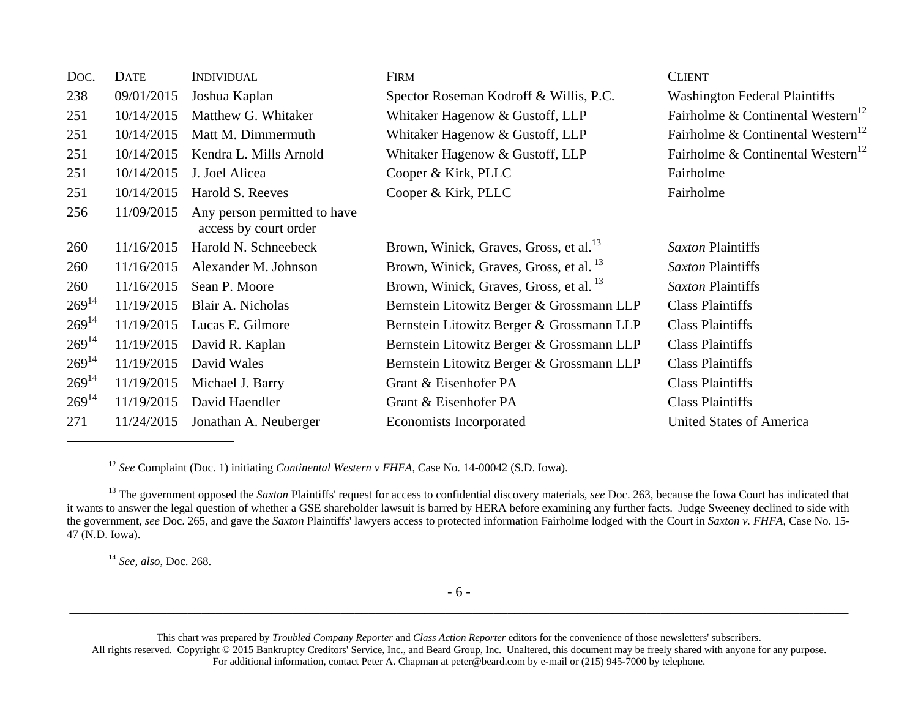| Doc. | Date | Individual | Firm | Client |
|---|---|---|---|---|
| 238 | 09/01/2015 | Joshua Kaplan | Spector Roseman Kodroff & Willis, P.C. | Washington Federal Plaintiffs |
| 251 | 10/14/2015 | Matthew G. Whitaker | Whitaker Hagenow & Gustoff, LLP | Fairholme & Continental Western[12] |
| 251 | 10/14/2015 | Matt M. Dimmermuth | Whitaker Hagenow & Gustoff, LLP | Fairholme & Continental Western[12] |
| 251 | 10/14/2015 | Kendra L. Mills Arnold | Whitaker Hagenow & Gustoff, LLP | Fairholme & Continental Western[12] |
| 251 | 10/14/2015 | J. Joel Alicea | Cooper & Kirk, PLLC | Fairholme |
| 251 | 10/14/2015 | Harold S. Reeves | Cooper & Kirk, PLLC | Fairholme |
| 256 | 11/09/2015 | Any person permitted to have access by court order | | |
| 260 | 11/16/2015 | Harold N. Schneebeck | Brown, Winick, Graves, Gross, et al.[13] | *Saxton* Plaintiffs |
| 260 | 11/16/2015 | Alexander M. Johnson | Brown, Winick, Graves, Gross, et al. [13] | *Saxton* Plaintiffs |
| 260 | 11/16/2015 | Sean P. Moore | Brown, Winick, Graves, Gross, et al. [13] | *Saxton* Plaintiffs |
| 269[14] | 11/19/2015 | Blair A. Nicholas | Bernstein Litowitz Berger & Grossmann LLP | Class Plaintiffs |
| 269[14] | 11/19/2015 | Lucas E. Gilmore | Bernstein Litowitz Berger & Grossmann LLP | Class Plaintiffs |
| 269[14] | 11/19/2015 | David R. Kaplan | Bernstein Litowitz Berger & Grossmann LLP | Class Plaintiffs |
| 269[14] | 11/19/2015 | David Wales | Bernstein Litowitz Berger & Grossmann LLP | Class Plaintiffs |
| 269[14] | 11/19/2015 | Michael J. Barry | Grant & Eisenhofer PA | Class Plaintiffs |
| 269[14] | 11/19/2015 | David Haendler | Grant & Eisenhofer PA | Class Plaintiffs |
| 271 | 11/24/2015 | Jonathan A. Neuberger | Economists Incorporated | United States of America |

[12] *See* Complaint (Doc. 1) initiating *Continental Western v FHFA*, Case No. 14-00042 (S.D. Iowa).

[13] The government opposed the *Saxton* Plaintiffs' request for access to confidential discovery materials, *see* Doc. 263, because the Iowa Court has indicated that it wants to answer the legal question of whether a GSE shareholder lawsuit is barred by HERA before examining any further facts. Judge Sweeney declined to side with the government, *see* Doc. 265, and gave the *Saxton* Plaintiffs' lawyers access to protected information Fairholme lodged with the Court in *Saxton v. FHFA*, Case No. 15-47 (N.D. Iowa).

[14] *See*, *also*, Doc. 268.

This chart was prepared by *Troubled Company Reporter* and *Class Action Reporter* editors for the convenience of those newsletters' subscribers.
All rights reserved. Copyright © 2015 Bankruptcy Creditors' Service, Inc., and Beard Group, Inc. Unaltered, this document may be freely shared with anyone for any purpose.
For additional information, contact Peter A. Chapman at peter@beard.com by e-mail or (215) 945-7000 by telephone.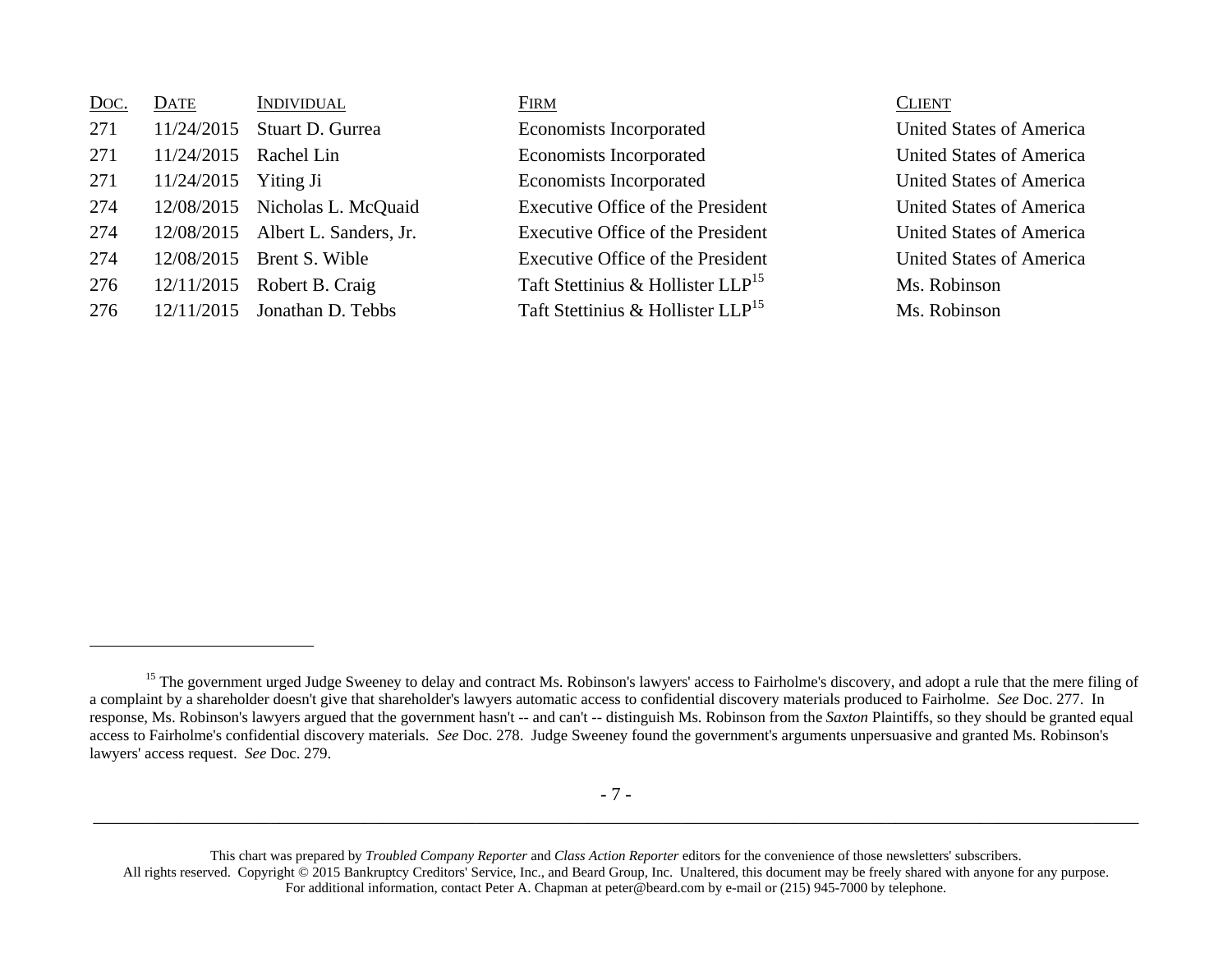| Doc. | Date | Individual | Firm | Client |
|---|---|---|---|---|
| 271 | 11/24/2015 | Stuart D. Gurrea | Economists Incorporated | United States of America |
| 271 | 11/24/2015 | Rachel Lin | Economists Incorporated | United States of America |
| 271 | 11/24/2015 | Yiting Ji | Economists Incorporated | United States of America |
| 274 | 12/08/2015 | Nicholas L. McQuaid | Executive Office of the President | United States of America |
| 274 | 12/08/2015 | Albert L. Sanders, Jr. | Executive Office of the President | United States of America |
| 274 | 12/08/2015 | Brent S. Wible | Executive Office of the President | United States of America |
| 276 | 12/11/2015 | Robert B. Craig | Taft Stettinius & Hollister LLP[15] | Ms. Robinson |
| 276 | 12/11/2015 | Jonathan D. Tebbs | Taft Stettinius & Hollister LLP[15] | Ms. Robinson |

[15] The government urged Judge Sweeney to delay and contract Ms. Robinson's lawyers' access to Fairholme's discovery, and adopt a rule that the mere filing of a complaint by a shareholder doesn't give that shareholder's lawyers automatic access to confidential discovery materials produced to Fairholme. *See* Doc. 277. In response, Ms. Robinson's lawyers argued that the government hasn't -- and can't -- distinguish Ms. Robinson from the *Saxton* Plaintiffs, so they should be granted equal access to Fairholme's confidential discovery materials. *See* Doc. 278. Judge Sweeney found the government's arguments unpersuasive and granted Ms. Robinson's lawyers' access request. *See* Doc. 279.

This chart was prepared by *Troubled Company Reporter* and *Class Action Reporter* editors for the convenience of those newsletters' subscribers.
All rights reserved. Copyright © 2015 Bankruptcy Creditors' Service, Inc., and Beard Group, Inc. Unaltered, this document may be freely shared with anyone for any purpose.
For additional information, contact Peter A. Chapman at peter@beard.com by e-mail or (215) 945-7000 by telephone.